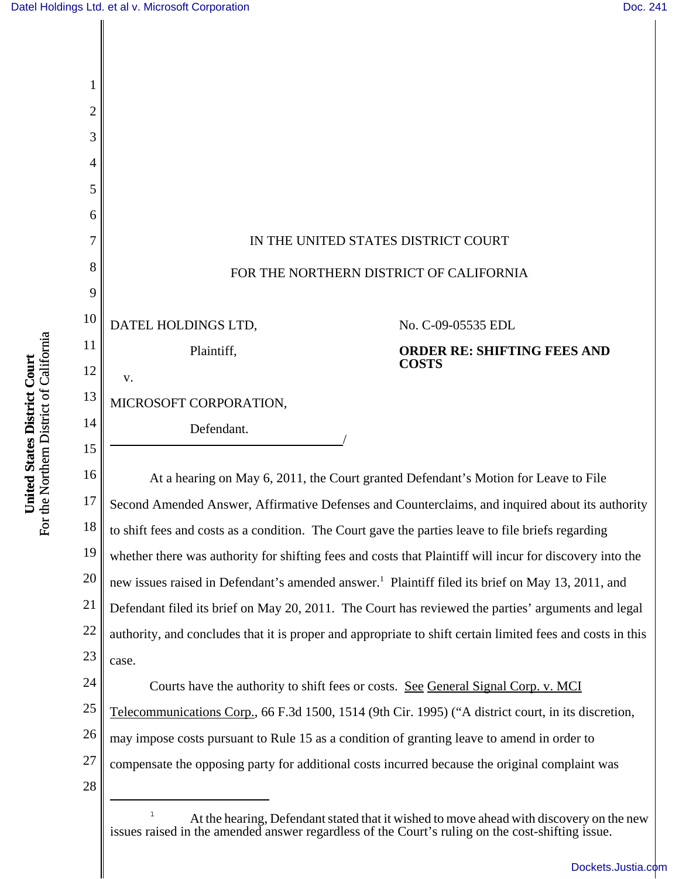IN THE UNITED STATES DISTRICT COURT

FOR THE NORTHERN DISTRICT OF CALIFORNIA

DATEL HOLDINGS LTD,

Plaintiff,

v.

MICROSOFT CORPORATION,

Defendant.

No. C-09-05535 EDL

**ORDER RE: SHIFTING FEES AND COSTS**

At a hearing on May 6, 2011, the Court granted Defendant's Motion for Leave to File Second Amended Answer, Affirmative Defenses and Counterclaims, and inquired about its authority to shift fees and costs as a condition. The Court gave the parties leave to file briefs regarding whether there was authority for shifting fees and costs that Plaintiff will incur for discovery into the new issues raised in Defendant's amended answer.[1] Plaintiff filed its brief on May 13, 2011, and Defendant filed its brief on May 20, 2011. The Court has reviewed the parties' arguments and legal authority, and concludes that it is proper and appropriate to shift certain limited fees and costs in this case.

Courts have the authority to shift fees or costs. See General Signal Corp. v. MCI Telecommunications Corp., 66 F.3d 1500, 1514 (9th Cir. 1995) ("A district court, in its discretion, may impose costs pursuant to Rule 15 as a condition of granting leave to amend in order to compensate the opposing party for additional costs incurred because the original complaint was

---

[1] At the hearing, Defendant stated that it wished to move ahead with discovery on the new issues raised in the amended answer regardless of the Court's ruling on the cost-shifting issue.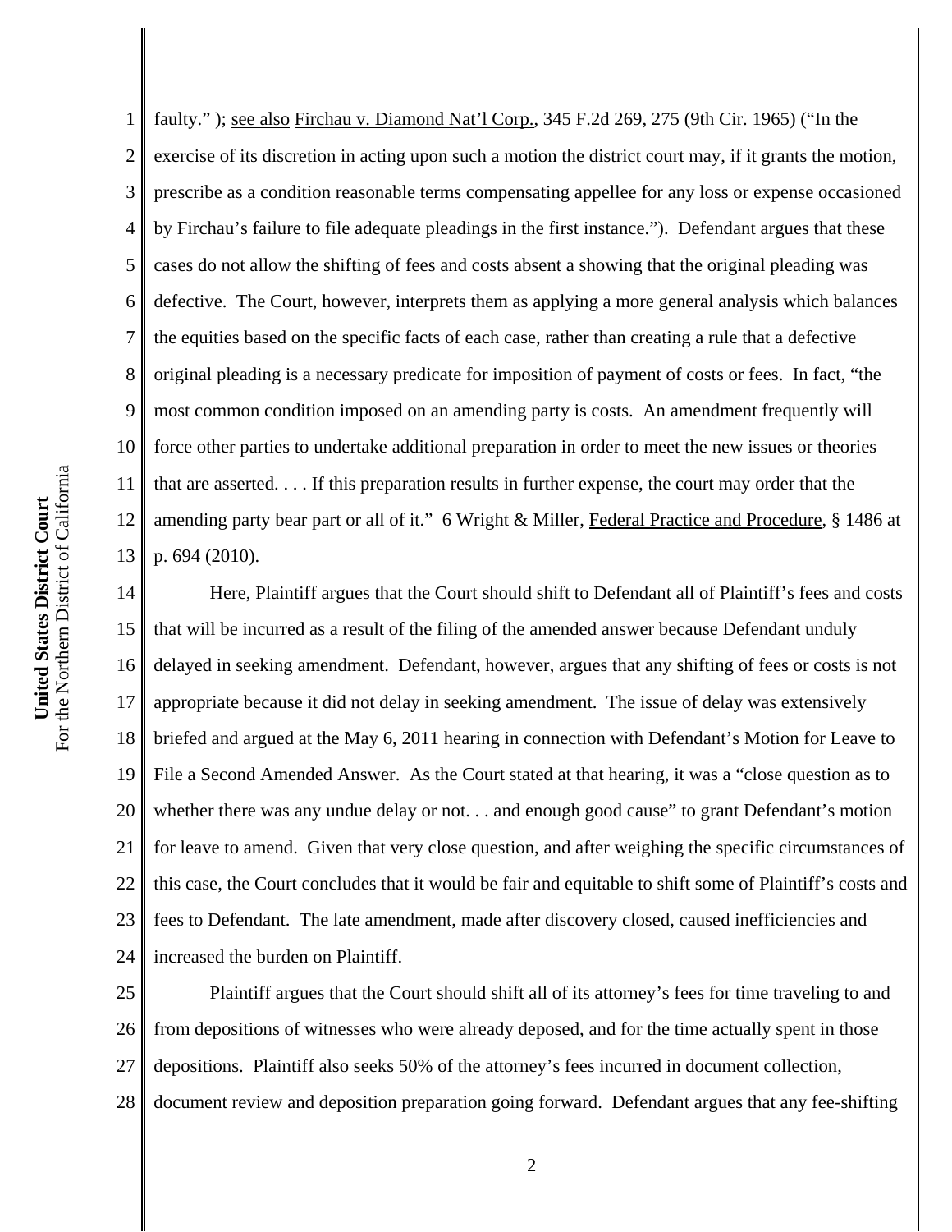faulty." ); see also Firchau v. Diamond Nat'l Corp., 345 F.2d 269, 275 (9th Cir. 1965) ("In the exercise of its discretion in acting upon such a motion the district court may, if it grants the motion, prescribe as a condition reasonable terms compensating appellee for any loss or expense occasioned by Firchau's failure to file adequate pleadings in the first instance."). Defendant argues that these cases do not allow the shifting of fees and costs absent a showing that the original pleading was defective. The Court, however, interprets them as applying a more general analysis which balances the equities based on the specific facts of each case, rather than creating a rule that a defective original pleading is a necessary predicate for imposition of payment of costs or fees. In fact, "the most common condition imposed on an amending party is costs. An amendment frequently will force other parties to undertake additional preparation in order to meet the new issues or theories that are asserted. . . . If this preparation results in further expense, the court may order that the amending party bear part or all of it." 6 Wright & Miller, Federal Practice and Procedure, § 1486 at p. 694 (2010).

Here, Plaintiff argues that the Court should shift to Defendant all of Plaintiff's fees and costs that will be incurred as a result of the filing of the amended answer because Defendant unduly delayed in seeking amendment. Defendant, however, argues that any shifting of fees or costs is not appropriate because it did not delay in seeking amendment. The issue of delay was extensively briefed and argued at the May 6, 2011 hearing in connection with Defendant's Motion for Leave to File a Second Amended Answer. As the Court stated at that hearing, it was a "close question as to whether there was any undue delay or not. . . and enough good cause" to grant Defendant's motion for leave to amend. Given that very close question, and after weighing the specific circumstances of this case, the Court concludes that it would be fair and equitable to shift some of Plaintiff's costs and fees to Defendant. The late amendment, made after discovery closed, caused inefficiencies and increased the burden on Plaintiff.

Plaintiff argues that the Court should shift all of its attorney's fees for time traveling to and from depositions of witnesses who were already deposed, and for the time actually spent in those depositions. Plaintiff also seeks 50% of the attorney's fees incurred in document collection, document review and deposition preparation going forward. Defendant argues that any fee-shifting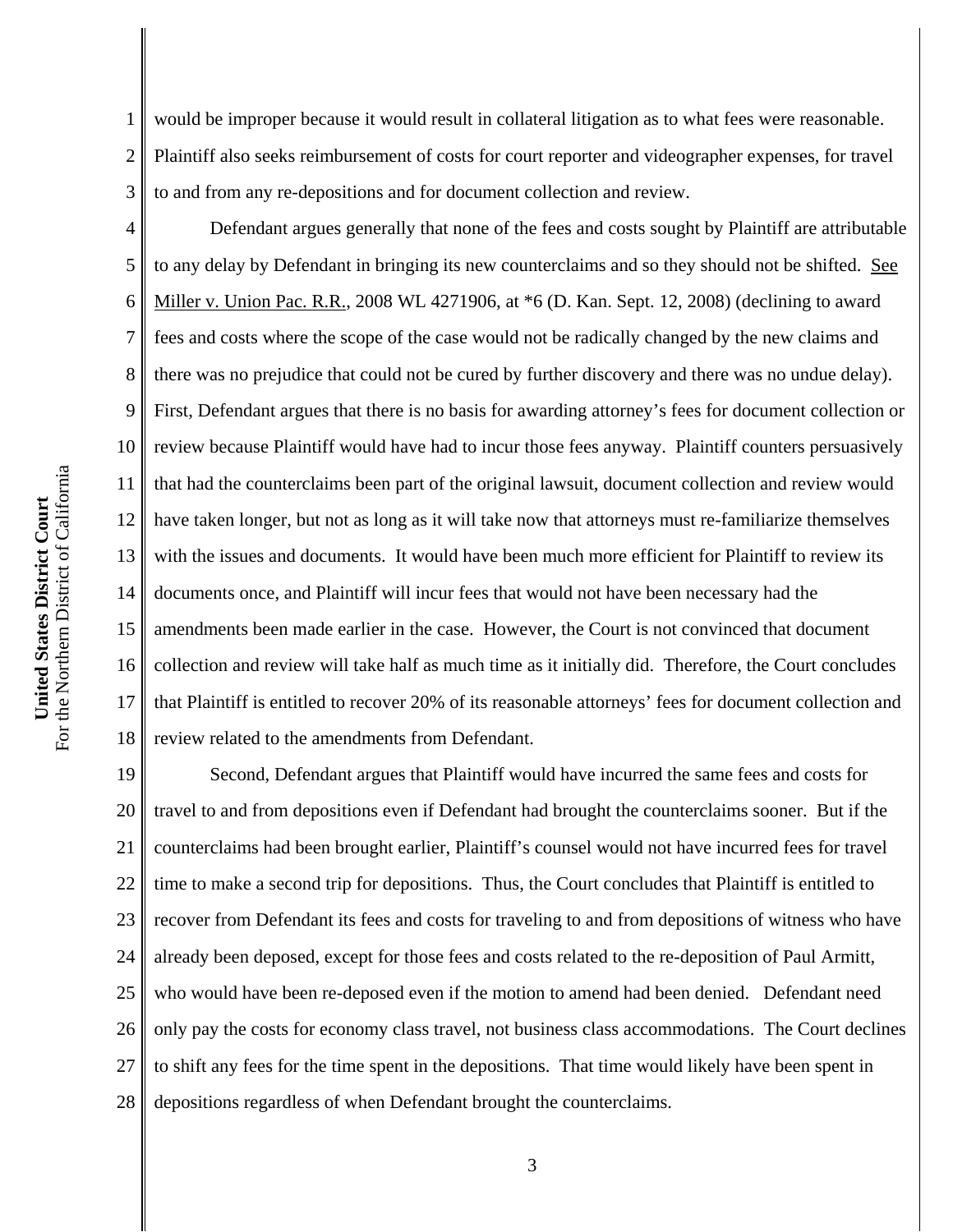would be improper because it would result in collateral litigation as to what fees were reasonable. Plaintiff also seeks reimbursement of costs for court reporter and videographer expenses, for travel to and from any re-depositions and for document collection and review.

Defendant argues generally that none of the fees and costs sought by Plaintiff are attributable to any delay by Defendant in bringing its new counterclaims and so they should not be shifted. See Miller v. Union Pac. R.R., 2008 WL 4271906, at *6 (D. Kan. Sept. 12, 2008) (declining to award fees and costs where the scope of the case would not be radically changed by the new claims and there was no prejudice that could not be cured by further discovery and there was no undue delay). First, Defendant argues that there is no basis for awarding attorney's fees for document collection or review because Plaintiff would have had to incur those fees anyway. Plaintiff counters persuasively that had the counterclaims been part of the original lawsuit, document collection and review would have taken longer, but not as long as it will take now that attorneys must re-familiarize themselves with the issues and documents. It would have been much more efficient for Plaintiff to review its documents once, and Plaintiff will incur fees that would not have been necessary had the amendments been made earlier in the case. However, the Court is not convinced that document collection and review will take half as much time as it initially did. Therefore, the Court concludes that Plaintiff is entitled to recover 20% of its reasonable attorneys' fees for document collection and review related to the amendments from Defendant.

Second, Defendant argues that Plaintiff would have incurred the same fees and costs for travel to and from depositions even if Defendant had brought the counterclaims sooner. But if the counterclaims had been brought earlier, Plaintiff's counsel would not have incurred fees for travel time to make a second trip for depositions. Thus, the Court concludes that Plaintiff is entitled to recover from Defendant its fees and costs for traveling to and from depositions of witness who have already been deposed, except for those fees and costs related to the re-deposition of Paul Armitt, who would have been re-deposed even if the motion to amend had been denied. Defendant need only pay the costs for economy class travel, not business class accommodations. The Court declines to shift any fees for the time spent in the depositions. That time would likely have been spent in depositions regardless of when Defendant brought the counterclaims.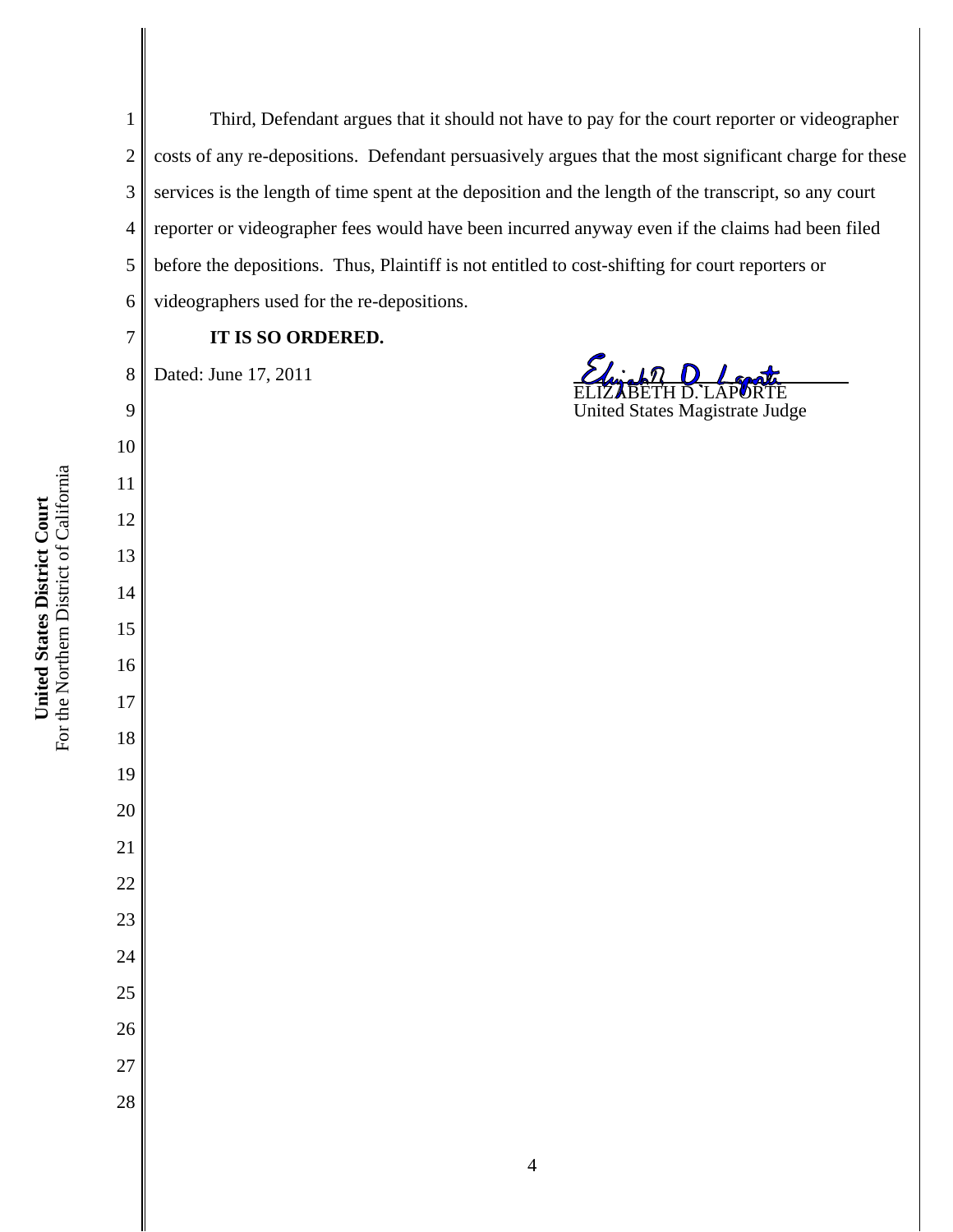Third, Defendant argues that it should not have to pay for the court reporter or videographer costs of any re-depositions. Defendant persuasively argues that the most significant charge for these services is the length of time spent at the deposition and the length of the transcript, so any court reporter or videographer fees would have been incurred anyway even if the claims had been filed before the depositions. Thus, Plaintiff is not entitled to cost-shifting for court reporters or videographers used for the re-depositions.

**IT IS SO ORDERED.**

Dated: June 17, 2011

ELIZABETH D. LAPORTE
United States Magistrate Judge